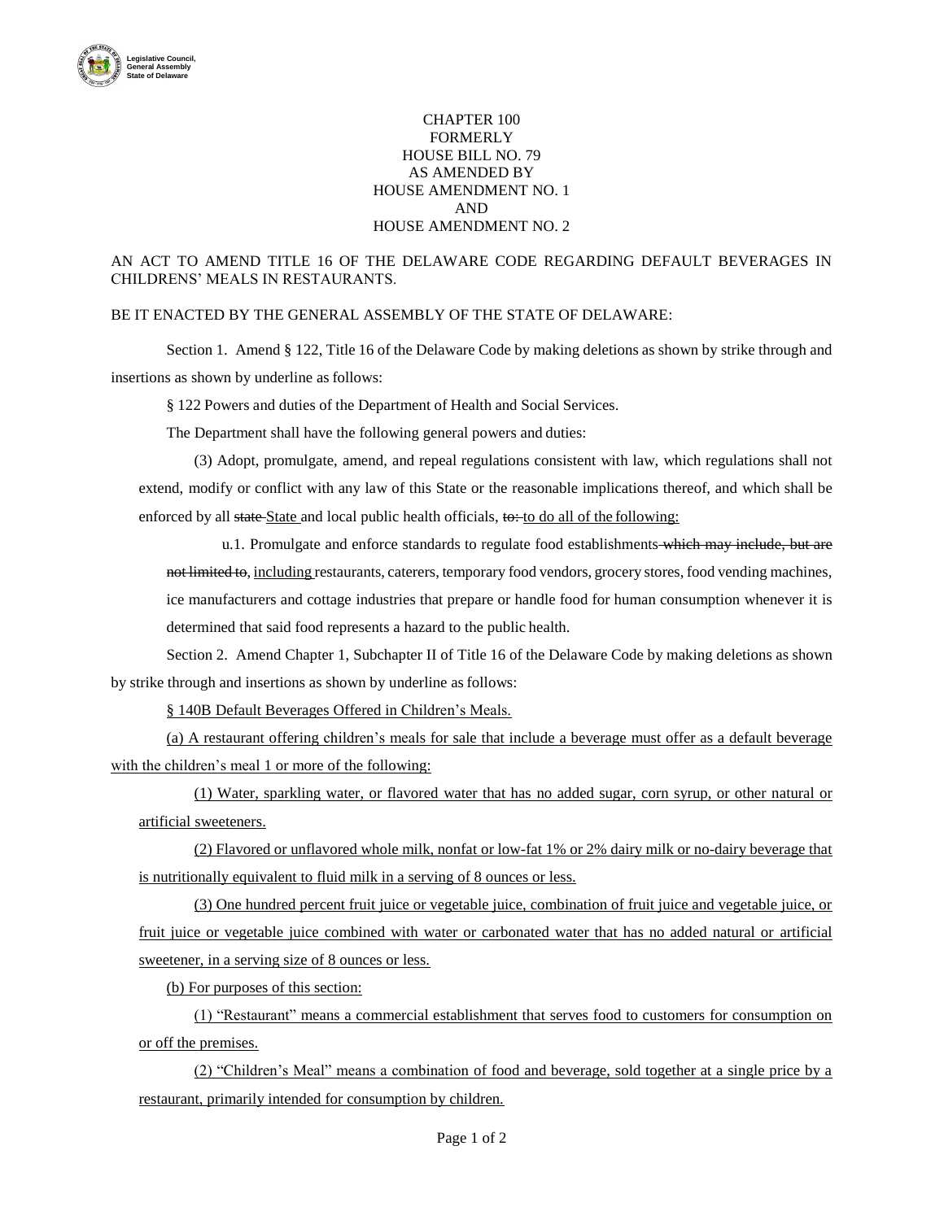CHAPTER 100
FORMERLY
HOUSE BILL NO. 79
AS AMENDED BY
HOUSE AMENDMENT NO. 1
AND
HOUSE AMENDMENT NO. 2

AN ACT TO AMEND TITLE 16 OF THE DELAWARE CODE REGARDING DEFAULT BEVERAGES IN CHILDRENS' MEALS IN RESTAURANTS.

BE IT ENACTED BY THE GENERAL ASSEMBLY OF THE STATE OF DELAWARE:

Section 1. Amend § 122, Title 16 of the Delaware Code by making deletions as shown by strike through and insertions as shown by underline as follows:

§ 122 Powers and duties of the Department of Health and Social Services.

The Department shall have the following general powers and duties:

(3) Adopt, promulgate, amend, and repeal regulations consistent with law, which regulations shall not extend, modify or conflict with any law of this State or the reasonable implications thereof, and which shall be enforced by all ~~state~~ <u>State</u> and local public health officials, ~~to:~~ <u>to do all of the following:</u>

u.1. Promulgate and enforce standards to regulate food establishments ~~which may include, but are not limited to~~, <u>including</u> restaurants, caterers, temporary food vendors, grocery stores, food vending machines, ice manufacturers and cottage industries that prepare or handle food for human consumption whenever it is determined that said food represents a hazard to the public health.

Section 2. Amend Chapter 1, Subchapter II of Title 16 of the Delaware Code by making deletions as shown by strike through and insertions as shown by underline as follows:

<u>§ 140B Default Beverages Offered in Children's Meals.</u>

<u>(a) A restaurant offering children's meals for sale that include a beverage must offer as a default beverage with the children's meal 1 or more of the following:</u>

<u>(1) Water, sparkling water, or flavored water that has no added sugar, corn syrup, or other natural or artificial sweeteners.</u>

<u>(2) Flavored or unflavored whole milk, nonfat or low-fat 1% or 2% dairy milk or no-dairy beverage that is nutritionally equivalent to fluid milk in a serving of 8 ounces or less.</u>

<u>(3) One hundred percent fruit juice or vegetable juice, combination of fruit juice and vegetable juice, or fruit juice or vegetable juice combined with water or carbonated water that has no added natural or artificial sweetener, in a serving size of 8 ounces or less.</u>

<u>(b) For purposes of this section:</u>

<u>(1) "Restaurant" means a commercial establishment that serves food to customers for consumption on or off the premises.</u>

<u>(2) "Children's Meal" means a combination of food and beverage, sold together at a single price by a restaurant, primarily intended for consumption by children.</u>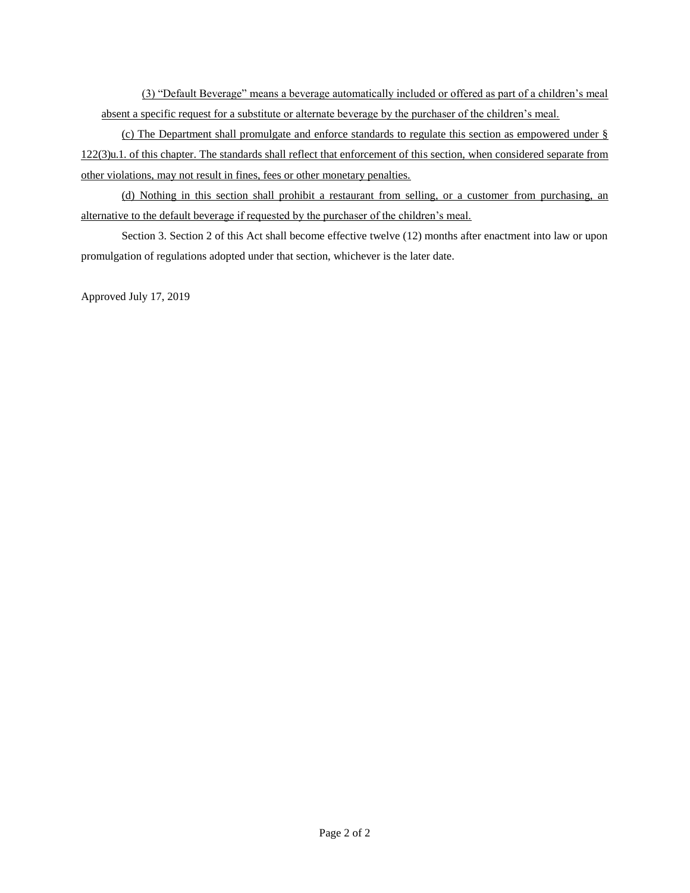(3) "Default Beverage" means a beverage automatically included or offered as part of a children's meal absent a specific request for a substitute or alternate beverage by the purchaser of the children's meal.

(c) The Department shall promulgate and enforce standards to regulate this section as empowered under § 122(3)u.1. of this chapter. The standards shall reflect that enforcement of this section, when considered separate from other violations, may not result in fines, fees or other monetary penalties.

(d) Nothing in this section shall prohibit a restaurant from selling, or a customer from purchasing, an alternative to the default beverage if requested by the purchaser of the children's meal.

Section 3. Section 2 of this Act shall become effective twelve (12) months after enactment into law or upon promulgation of regulations adopted under that section, whichever is the later date.

Approved July 17, 2019